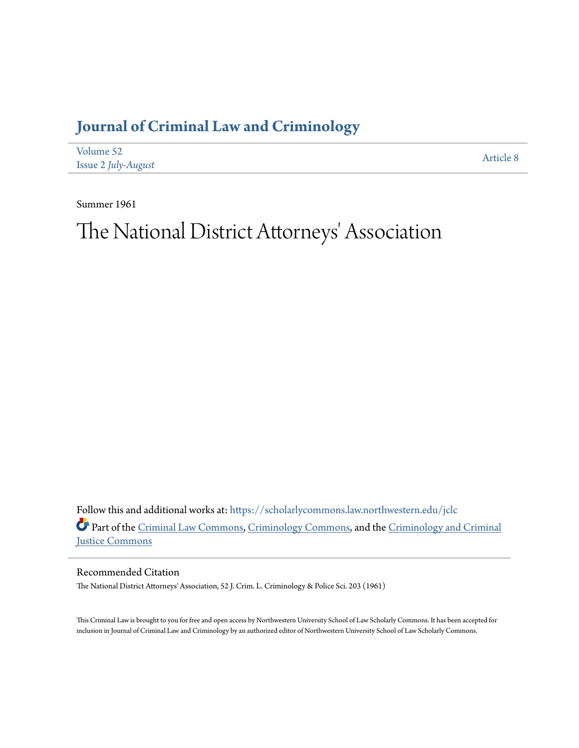# Journal of Criminal Law and Criminology

Volume 52
Issue 2 *July-August*

Article 8

Summer 1961

# The National District Attorneys' Association

Follow this and additional works at: https://scholarlycommons.law.northwestern.edu/jclc

Part of the Criminal Law Commons, Criminology Commons, and the Criminology and Criminal Justice Commons

## Recommended Citation

The National District Attorneys' Association, 52 J. Crim. L. Criminology & Police Sci. 203 (1961)

This Criminal Law is brought to you for free and open access by Northwestern University School of Law Scholarly Commons. It has been accepted for inclusion in Journal of Criminal Law and Criminology by an authorized editor of Northwestern University School of Law Scholarly Commons.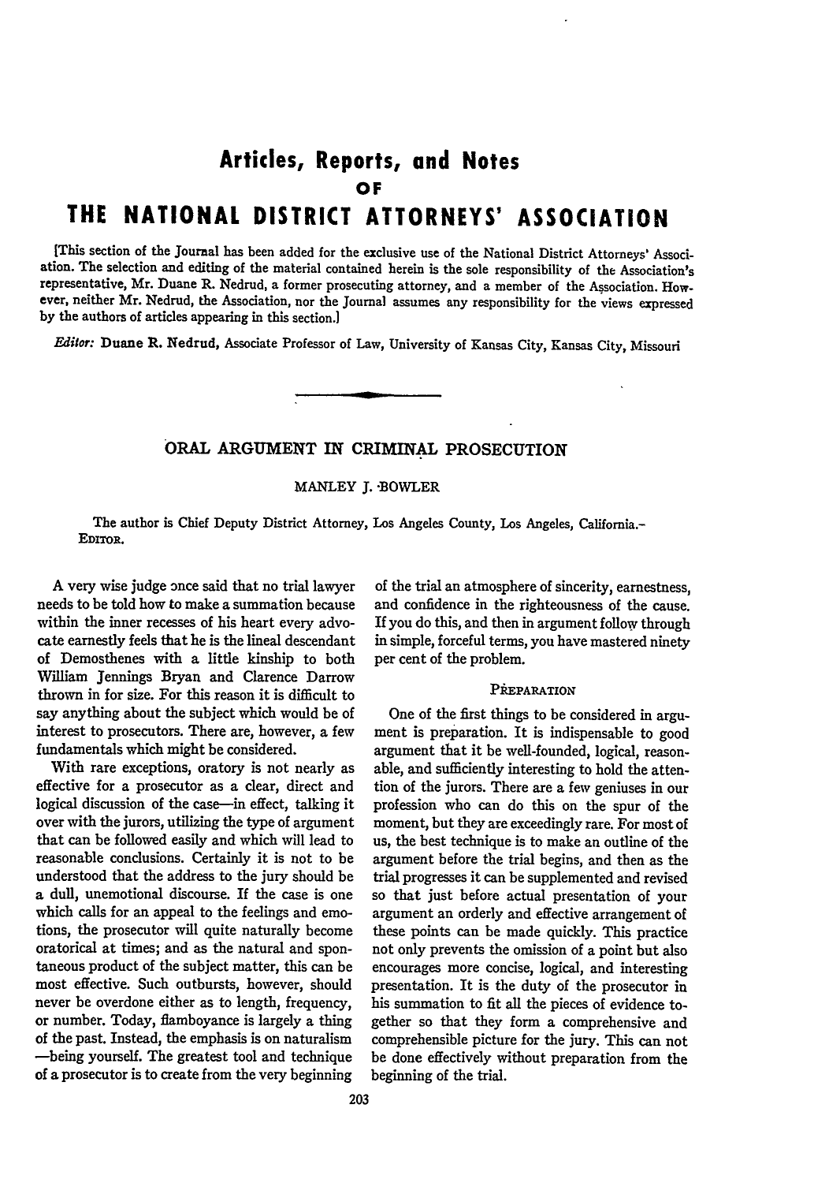# Articles, Reports, and Notes

OF

# THE NATIONAL DISTRICT ATTORNEYS' ASSOCIATION

[This section of the Journal has been added for the exclusive use of the National District Attorneys' Association. The selection and editing of the material contained herein is the sole responsibility of the Association's representative, Mr. Duane R. Nedrud, a former prosecuting attorney, and a member of the Association. However, neither Mr. Nedrud, the Association, nor the Journal assumes any responsibility for the views expressed by the authors of articles appearing in this section.]

*Editor:* **Duane R. Nedrud**, Associate Professor of Law, University of Kansas City, Kansas City, Missouri

## ORAL ARGUMENT IN CRIMINAL PROSECUTION

MANLEY J. BOWLER

The author is Chief Deputy District Attorney, Los Angeles County, Los Angeles, California.—EDITOR.

A very wise judge once said that no trial lawyer needs to be told how to make a summation because within the inner recesses of his heart every advocate earnestly feels that he is the lineal descendant of Demosthenes with a little kinship to both William Jennings Bryan and Clarence Darrow thrown in for size. For this reason it is difficult to say anything about the subject which would be of interest to prosecutors. There are, however, a few fundamentals which might be considered.

With rare exceptions, oratory is not nearly as effective for a prosecutor as a clear, direct and logical discussion of the case—in effect, talking it over with the jurors, utilizing the type of argument that can be followed easily and which will lead to reasonable conclusions. Certainly it is not to be understood that the address to the jury should be a dull, unemotional discourse. If the case is one which calls for an appeal to the feelings and emotions, the prosecutor will quite naturally become oratorical at times; and as the natural and spontaneous product of the subject matter, this can be most effective. Such outbursts, however, should never be overdone either as to length, frequency, or number. Today, flamboyance is largely a thing of the past. Instead, the emphasis is on naturalism—being yourself. The greatest tool and technique of a prosecutor is to create from the very beginning of the trial an atmosphere of sincerity, earnestness, and confidence in the righteousness of the cause. If you do this, and then in argument follow through in simple, forceful terms, you have mastered ninety per cent of the problem.

### PREPARATION

One of the first things to be considered in argument is preparation. It is indispensable to good argument that it be well-founded, logical, reasonable, and sufficiently interesting to hold the attention of the jurors. There are a few geniuses in our profession who can do this on the spur of the moment, but they are exceedingly rare. For most of us, the best technique is to make an outline of the argument before the trial begins, and then as the trial progresses it can be supplemented and revised so that just before actual presentation of your argument an orderly and effective arrangement of these points can be made quickly. This practice not only prevents the omission of a point but also encourages more concise, logical, and interesting presentation. It is the duty of the prosecutor in his summation to fit all the pieces of evidence together so that they form a comprehensive and comprehensible picture for the jury. This can not be done effectively without preparation from the beginning of the trial.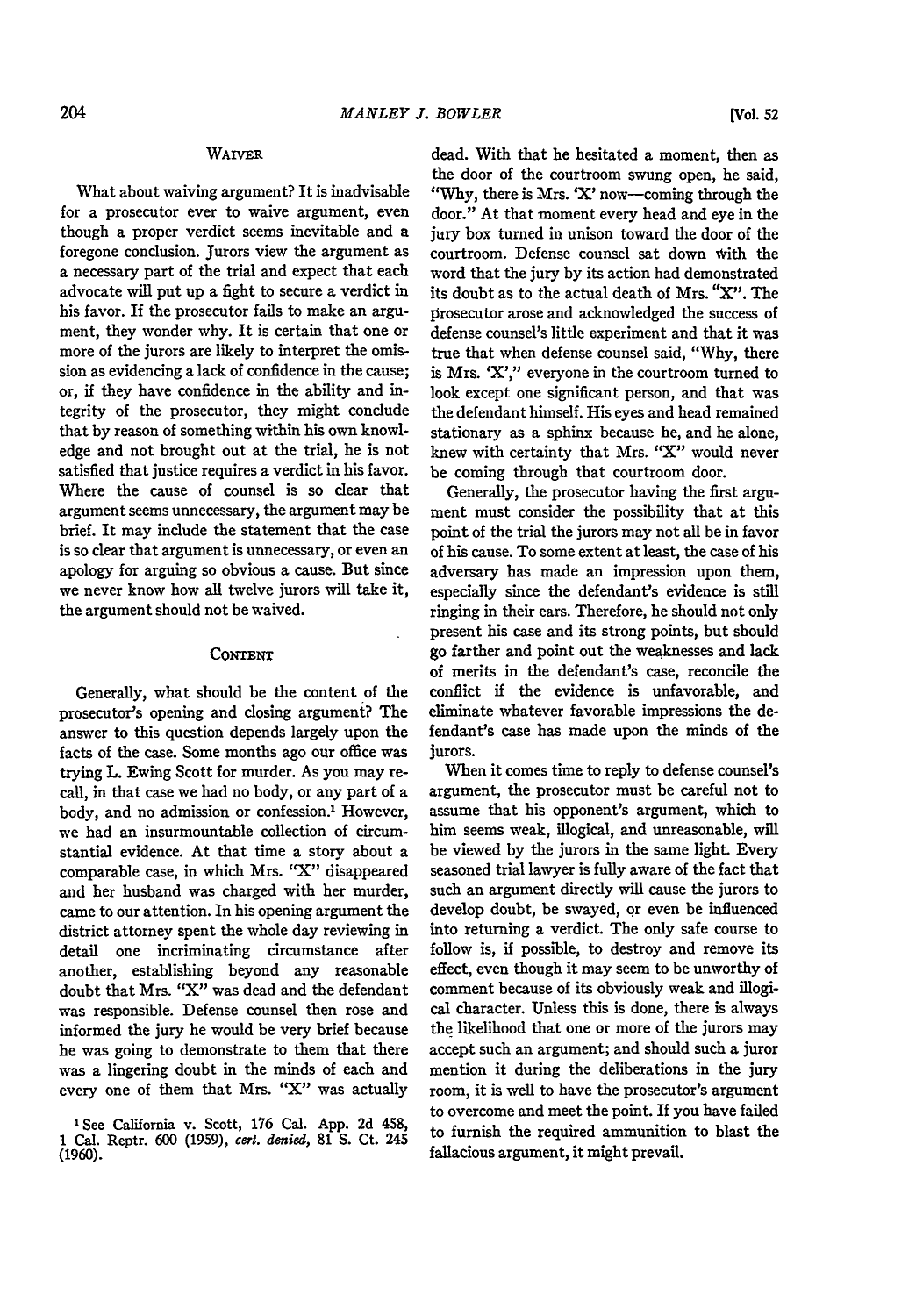### WAIVER

What about waiving argument? It is inadvisable for a prosecutor ever to waive argument, even though a proper verdict seems inevitable and a foregone conclusion. Jurors view the argument as a necessary part of the trial and expect that each advocate will put up a fight to secure a verdict in his favor. If the prosecutor fails to make an argument, they wonder why. It is certain that one or more of the jurors are likely to interpret the omission as evidencing a lack of confidence in the cause; or, if they have confidence in the ability and integrity of the prosecutor, they might conclude that by reason of something within his own knowledge and not brought out at the trial, he is not satisfied that justice requires a verdict in his favor. Where the cause of counsel is so clear that argument seems unnecessary, the argument may be brief. It may include the statement that the case is so clear that argument is unnecessary, or even an apology for arguing so obvious a cause. But since we never know how all twelve jurors will take it, the argument should not be waived.

### CONTENT

Generally, what should be the content of the prosecutor's opening and closing argument? The answer to this question depends largely upon the facts of the case. Some months ago our office was trying L. Ewing Scott for murder. As you may recall, in that case we had no body, or any part of a body, and no admission or confession.[1] However, we had an insurmountable collection of circumstantial evidence. At that time a story about a comparable case, in which Mrs. "X" disappeared and her husband was charged with her murder, came to our attention. In his opening argument the district attorney spent the whole day reviewing in detail one incriminating circumstance after another, establishing beyond any reasonable doubt that Mrs. "X" was dead and the defendant was responsible. Defense counsel then rose and informed the jury he would be very brief because he was going to demonstrate to them that there was a lingering doubt in the minds of each and every one of them that Mrs. "X" was actually dead. With that he hesitated a moment, then as the door of the courtroom swung open, he said, "Why, there is Mrs. 'X' now—coming through the door." At that moment every head and eye in the jury box turned in unison toward the door of the courtroom. Defense counsel sat down with the word that the jury by its action had demonstrated its doubt as to the actual death of Mrs. "X". The prosecutor arose and acknowledged the success of defense counsel's little experiment and that it was true that when defense counsel said, "Why, there is Mrs. 'X'," everyone in the courtroom turned to look except one significant person, and that was the defendant himself. His eyes and head remained stationary as a sphinx because he, and he alone, knew with certainty that Mrs. "X" would never be coming through that courtroom door.

Generally, the prosecutor having the first argument must consider the possibility that at this point of the trial the jurors may not all be in favor of his cause. To some extent at least, the case of his adversary has made an impression upon them, especially since the defendant's evidence is still ringing in their ears. Therefore, he should not only present his case and its strong points, but should go farther and point out the weaknesses and lack of merits in the defendant's case, reconcile the conflict if the evidence is unfavorable, and eliminate whatever favorable impressions the defendant's case has made upon the minds of the jurors.

When it comes time to reply to defense counsel's argument, the prosecutor must be careful not to assume that his opponent's argument, which to him seems weak, illogical, and unreasonable, will be viewed by the jurors in the same light. Every seasoned trial lawyer is fully aware of the fact that such an argument directly will cause the jurors to develop doubt, be swayed, or even be influenced into returning a verdict. The only safe course to follow is, if possible, to destroy and remove its effect, even though it may seem to be unworthy of comment because of its obviously weak and illogical character. Unless this is done, there is always the likelihood that one or more of the jurors may accept such an argument; and should such a juror mention it during the deliberations in the jury room, it is well to have the prosecutor's argument to overcome and meet the point. If you have failed to furnish the required ammunition to blast the fallacious argument, it might prevail.

[1] See California v. Scott, 176 Cal. App. 2d 458, 1 Cal. Reptr. 600 (1959), *cert. denied*, 81 S. Ct. 245 (1960).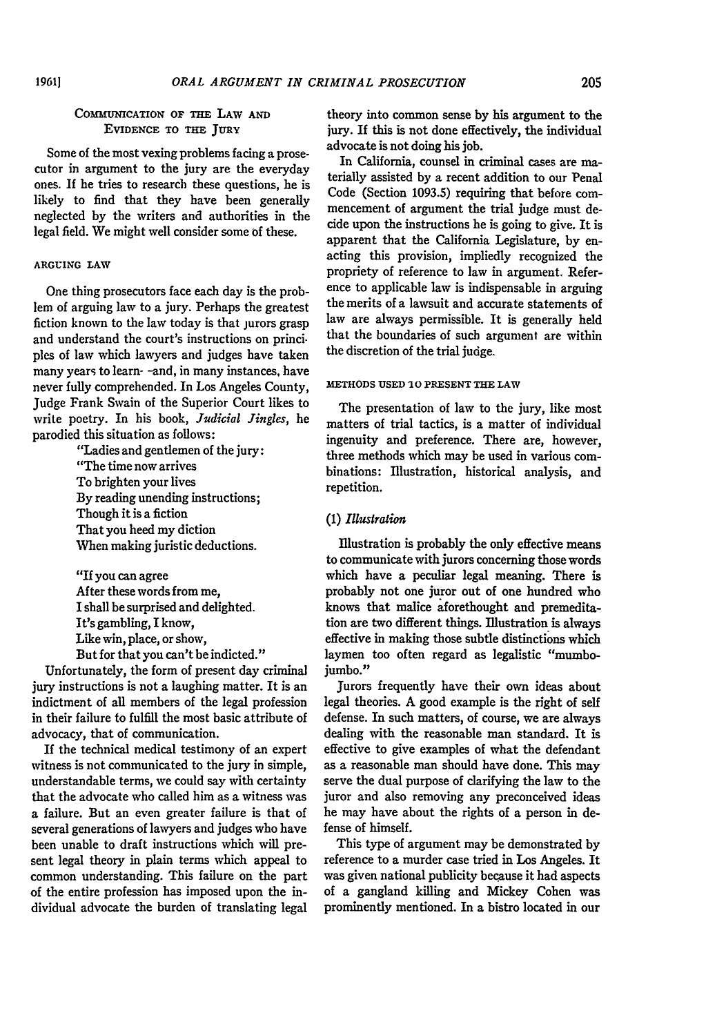### Communication of the Law and Evidence to the Jury

Some of the most vexing problems facing a prosecutor in argument to the jury are the everyday ones. If he tries to research these questions, he is likely to find that they have been generally neglected by the writers and authorities in the legal field. We might well consider some of these.

#### Arguing Law

One thing prosecutors face each day is the problem of arguing law to a jury. Perhaps the greatest fiction known to the law today is that jurors grasp and understand the court's instructions on principles of law which lawyers and judges have taken many years to learn- -and, in many instances, have never fully comprehended. In Los Angeles County, Judge Frank Swain of the Superior Court likes to write poetry. In his book, *Judicial Jingles*, he parodied this situation as follows:

> "Ladies and gentlemen of the jury:
> "The time now arrives
> To brighten your lives
> By reading unending instructions;
> Though it is a fiction
> That you heed my diction
> When making juristic deductions.
>
> "If you can agree
> After these words from me,
> I shall be surprised and delighted.
> It's gambling, I know,
> Like win, place, or show,
> But for that you can't be indicted."

Unfortunately, the form of present day criminal jury instructions is not a laughing matter. It is an indictment of all members of the legal profession in their failure to fulfill the most basic attribute of advocacy, that of communication.

If the technical medical testimony of an expert witness is not communicated to the jury in simple, understandable terms, we could say with certainty that the advocate who called him as a witness was a failure. But an even greater failure is that of several generations of lawyers and judges who have been unable to draft instructions which will present legal theory in plain terms which appeal to common understanding. This failure on the part of the entire profession has imposed upon the individual advocate the burden of translating legal theory into common sense by his argument to the jury. If this is not done effectively, the individual advocate is not doing his job.

In California, counsel in criminal cases are materially assisted by a recent addition to our Penal Code (Section 1093.5) requiring that before commencement of argument the trial judge must decide upon the instructions he is going to give. It is apparent that the California Legislature, by enacting this provision, impliedly recognized the propriety of reference to law in argument. Reference to applicable law is indispensable in arguing the merits of a lawsuit and accurate statements of law are always permissible. It is generally held that the boundaries of such argument are within the discretion of the trial judge.

#### Methods Used to Present the Law

The presentation of law to the jury, like most matters of trial tactics, is a matter of individual ingenuity and preference. There are, however, three methods which may be used in various combinations: Illustration, historical analysis, and repetition.

##### (1) *Illustration*

Illustration is probably the only effective means to communicate with jurors concerning those words which have a peculiar legal meaning. There is probably not one juror out of one hundred who knows that malice aforethought and premeditation are two different things. Illustration is always effective in making those subtle distinctions which laymen too often regard as legalistic "mumbo-jumbo."

Jurors frequently have their own ideas about legal theories. A good example is the right of self defense. In such matters, of course, we are always dealing with the reasonable man standard. It is effective to give examples of what the defendant as a reasonable man should have done. This may serve the dual purpose of clarifying the law to the juror and also removing any preconceived ideas he may have about the rights of a person in defense of himself.

This type of argument may be demonstrated by reference to a murder case tried in Los Angeles. It was given national publicity because it had aspects of a gangland killing and Mickey Cohen was prominently mentioned. In a bistro located in our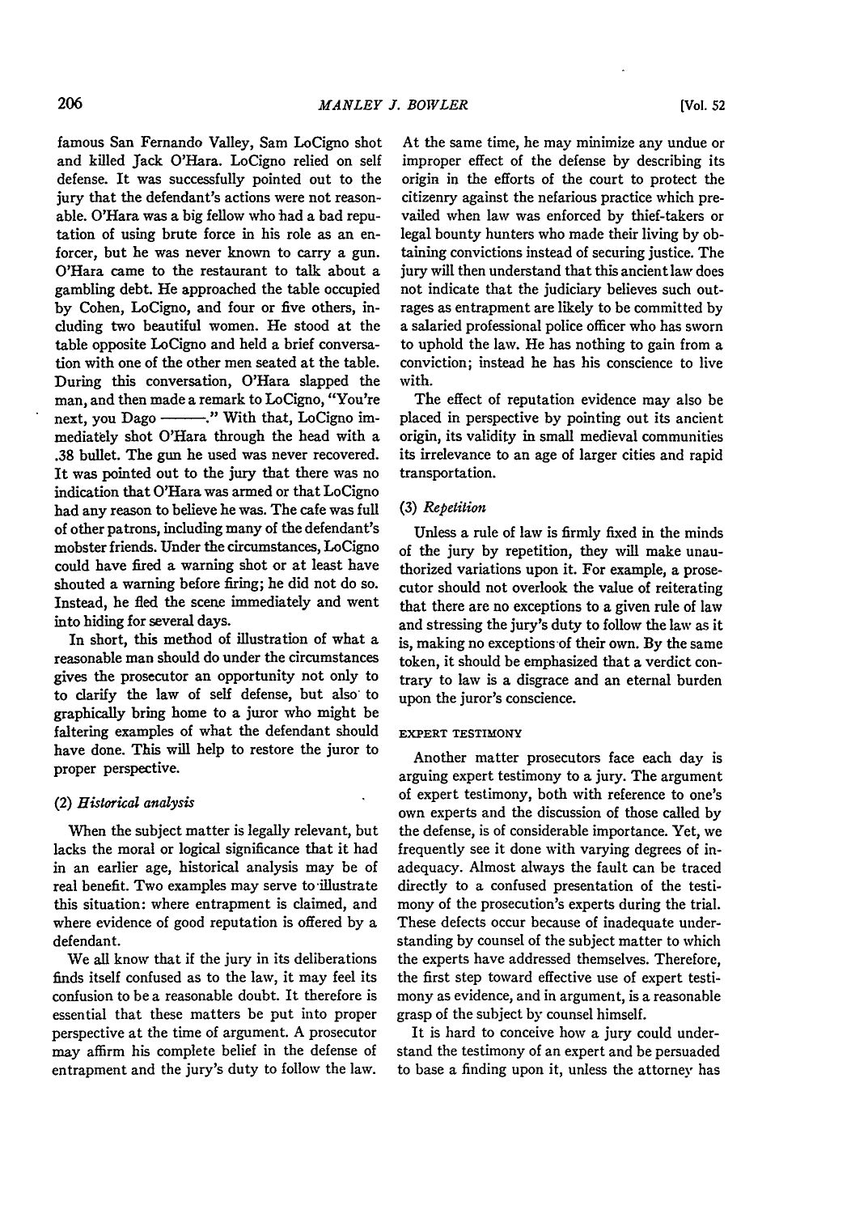famous San Fernando Valley, Sam LoCigno shot and killed Jack O'Hara. LoCigno relied on self defense. It was successfully pointed out to the jury that the defendant's actions were not reasonable. O'Hara was a big fellow who had a bad reputation of using brute force in his role as an enforcer, but he was never known to carry a gun. O'Hara came to the restaurant to talk about a gambling debt. He approached the table occupied by Cohen, LoCigno, and four or five others, including two beautiful women. He stood at the table opposite LoCigno and held a brief conversation with one of the other men seated at the table. During this conversation, O'Hara slapped the man, and then made a remark to LoCigno, "You're next, you Dago ———." With that, LoCigno immediately shot O'Hara through the head with a .38 bullet. The gun he used was never recovered. It was pointed out to the jury that there was no indication that O'Hara was armed or that LoCigno had any reason to believe he was. The cafe was full of other patrons, including many of the defendant's mobster friends. Under the circumstances, LoCigno could have fired a warning shot or at least have shouted a warning before firing; he did not do so. Instead, he fled the scene immediately and went into hiding for several days.

In short, this method of illustration of what a reasonable man should do under the circumstances gives the prosecutor an opportunity not only to to clarify the law of self defense, but also to graphically bring home to a juror who might be faltering examples of what the defendant should have done. This will help to restore the juror to proper perspective.

### (2) *Historical analysis*

When the subject matter is legally relevant, but lacks the moral or logical significance that it had in an earlier age, historical analysis may be of real benefit. Two examples may serve to illustrate this situation: where entrapment is claimed, and where evidence of good reputation is offered by a defendant.

We all know that if the jury in its deliberations finds itself confused as to the law, it may feel its confusion to be a reasonable doubt. It therefore is essential that these matters be put into proper perspective at the time of argument. A prosecutor may affirm his complete belief in the defense of entrapment and the jury's duty to follow the law. At the same time, he may minimize any undue or improper effect of the defense by describing its origin in the efforts of the court to protect the citizenry against the nefarious practice which prevailed when law was enforced by thief-takers or legal bounty hunters who made their living by obtaining convictions instead of securing justice. The jury will then understand that this ancient law does not indicate that the judiciary believes such outrages as entrapment are likely to be committed by a salaried professional police officer who has sworn to uphold the law. He has nothing to gain from a conviction; instead he has his conscience to live with.

The effect of reputation evidence may also be placed in perspective by pointing out its ancient origin, its validity in small medieval communities its irrelevance to an age of larger cities and rapid transportation.

### (3) *Repetition*

Unless a rule of law is firmly fixed in the minds of the jury by repetition, they will make unauthorized variations upon it. For example, a prosecutor should not overlook the value of reiterating that there are no exceptions to a given rule of law and stressing the jury's duty to follow the law as it is, making no exceptions of their own. By the same token, it should be emphasized that a verdict contrary to law is a disgrace and an eternal burden upon the juror's conscience.

## EXPERT TESTIMONY

Another matter prosecutors face each day is arguing expert testimony to a jury. The argument of expert testimony, both with reference to one's own experts and the discussion of those called by the defense, is of considerable importance. Yet, we frequently see it done with varying degrees of inadequacy. Almost always the fault can be traced directly to a confused presentation of the testimony of the prosecution's experts during the trial. These defects occur because of inadequate understanding by counsel of the subject matter to which the experts have addressed themselves. Therefore, the first step toward effective use of expert testimony as evidence, and in argument, is a reasonable grasp of the subject by counsel himself.

It is hard to conceive how a jury could understand the testimony of an expert and be persuaded to base a finding upon it, unless the attorney has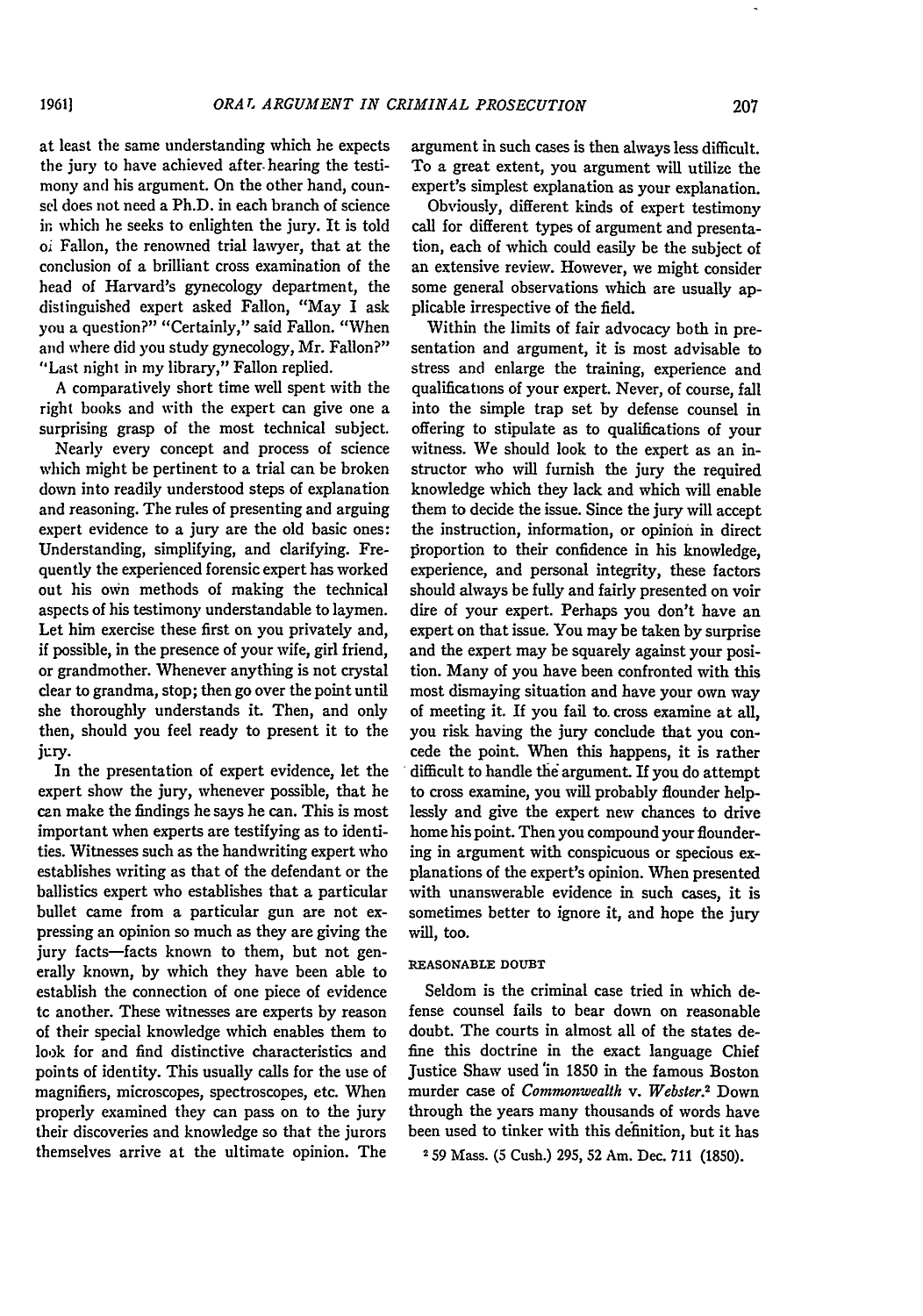at least the same understanding which he expects the jury to have achieved after hearing the testimony and his argument. On the other hand, counsel does not need a Ph.D. in each branch of science in which he seeks to enlighten the jury. It is told of Fallon, the renowned trial lawyer, that at the conclusion of a brilliant cross examination of the head of Harvard's gynecology department, the distinguished expert asked Fallon, "May I ask you a question?" "Certainly," said Fallon. "When and where did you study gynecology, Mr. Fallon?" "Last night in my library," Fallon replied.

A comparatively short time well spent with the right books and with the expert can give one a surprising grasp of the most technical subject.

Nearly every concept and process of science which might be pertinent to a trial can be broken down into readily understood steps of explanation and reasoning. The rules of presenting and arguing expert evidence to a jury are the old basic ones: Understanding, simplifying, and clarifying. Frequently the experienced forensic expert has worked out his own methods of making the technical aspects of his testimony understandable to laymen. Let him exercise these first on you privately and, if possible, in the presence of your wife, girl friend, or grandmother. Whenever anything is not crystal clear to grandma, stop; then go over the point until she thoroughly understands it. Then, and only then, should you feel ready to present it to the jury.

In the presentation of expert evidence, let the expert show the jury, whenever possible, that he can make the findings he says he can. This is most important when experts are testifying as to identities. Witnesses such as the handwriting expert who establishes writing as that of the defendant or the ballistics expert who establishes that a particular bullet came from a particular gun are not expressing an opinion so much as they are giving the jury facts—facts known to them, but not generally known, by which they have been able to establish the connection of one piece of evidence to another. These witnesses are experts by reason of their special knowledge which enables them to look for and find distinctive characteristics and points of identity. This usually calls for the use of magnifiers, microscopes, spectroscopes, etc. When properly examined they can pass on to the jury their discoveries and knowledge so that the jurors themselves arrive at the ultimate opinion. The argument in such cases is then always less difficult. To a great extent, you argument will utilize the expert's simplest explanation as your explanation.

Obviously, different kinds of expert testimony call for different types of argument and presentation, each of which could easily be the subject of an extensive review. However, we might consider some general observations which are usually applicable irrespective of the field.

Within the limits of fair advocacy both in presentation and argument, it is most advisable to stress and enlarge the training, experience and qualifications of your expert. Never, of course, fall into the simple trap set by defense counsel in offering to stipulate as to qualifications of your witness. We should look to the expert as an instructor who will furnish the jury the required knowledge which they lack and which will enable them to decide the issue. Since the jury will accept the instruction, information, or opinion in direct proportion to their confidence in his knowledge, experience, and personal integrity, these factors should always be fully and fairly presented on voir dire of your expert. Perhaps you don't have an expert on that issue. You may be taken by surprise and the expert may be squarely against your position. Many of you have been confronted with this most dismaying situation and have your own way of meeting it. If you fail to cross examine at all, you risk having the jury conclude that you concede the point. When this happens, it is rather difficult to handle the argument. If you do attempt to cross examine, you will probably flounder helplessly and give the expert new chances to drive home his point. Then you compound your floundering in argument with conspicuous or specious explanations of the expert's opinion. When presented with unanswerable evidence in such cases, it is sometimes better to ignore it, and hope the jury will, too.

#### REASONABLE DOUBT

Seldom is the criminal case tried in which defense counsel fails to bear down on reasonable doubt. The courts in almost all of the states define this doctrine in the exact language Chief Justice Shaw used in 1850 in the famous Boston murder case of *Commonwealth* v. *Webster*.[2] Down through the years many thousands of words have been used to tinker with this definition, but it has

[2] 59 Mass. (5 Cush.) 295, 52 Am. Dec. 711 (1850).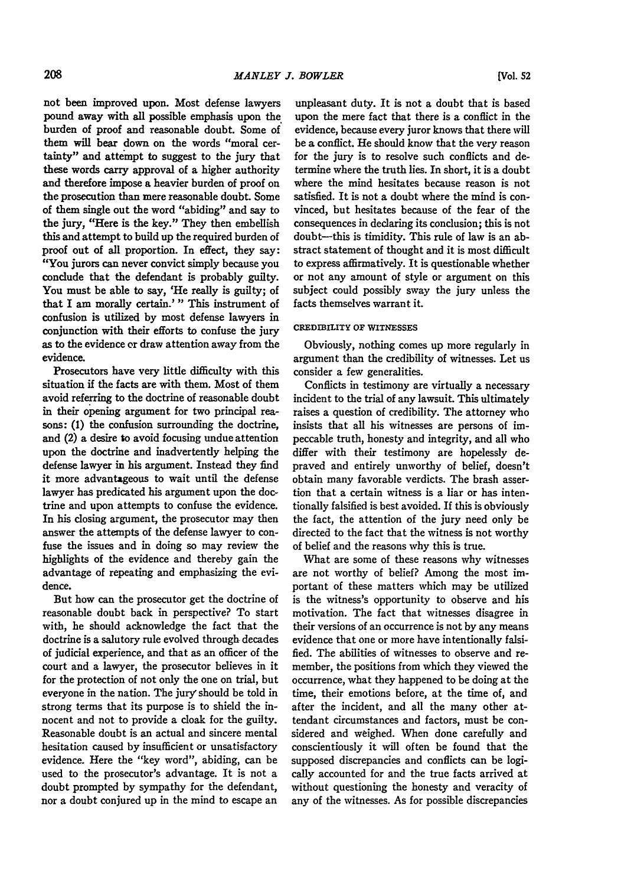not been improved upon. Most defense lawyers pound away with all possible emphasis upon the burden of proof and reasonable doubt. Some of them will bear down on the words "moral certainty" and attempt to suggest to the jury that these words carry approval of a higher authority and therefore impose a heavier burden of proof on the prosecution than mere reasonable doubt. Some of them single out the word "abiding" and say to the jury, "Here is the key." They then embellish this and attempt to build up the required burden of proof out of all proportion. In effect, they say: "You jurors can never convict simply because you conclude that the defendant is probably guilty. You must be able to say, 'He really is guilty; of that I am morally certain.' " This instrument of confusion is utilized by most defense lawyers in conjunction with their efforts to confuse the jury as to the evidence or draw attention away from the evidence.

Prosecutors have very little difficulty with this situation if the facts are with them. Most of them avoid referring to the doctrine of reasonable doubt in their opening argument for two principal reasons: (1) the confusion surrounding the doctrine, and (2) a desire to avoid focusing undue attention upon the doctrine and inadvertently helping the defense lawyer in his argument. Instead they find it more advantageous to wait until the defense lawyer has predicated his argument upon the doctrine and upon attempts to confuse the evidence. In his closing argument, the prosecutor may then answer the attempts of the defense lawyer to confuse the issues and in doing so may review the highlights of the evidence and thereby gain the advantage of repeating and emphasizing the evidence.

But how can the prosecutor get the doctrine of reasonable doubt back in perspective? To start with, he should acknowledge the fact that the doctrine is a salutory rule evolved through decades of judicial experience, and that as an officer of the court and a lawyer, the prosecutor believes in it for the protection of not only the one on trial, but everyone in the nation. The jury should be told in strong terms that its purpose is to shield the innocent and not to provide a cloak for the guilty. Reasonable doubt is an actual and sincere mental hesitation caused by insufficient or unsatisfactory evidence. Here the "key word", abiding, can be used to the prosecutor's advantage. It is not a doubt prompted by sympathy for the defendant, nor a doubt conjured up in the mind to escape an unpleasant duty. It is not a doubt that is based upon the mere fact that there is a conflict in the evidence, because every juror knows that there will be a conflict. He should know that the very reason for the jury is to resolve such conflicts and determine where the truth lies. In short, it is a doubt where the mind hesitates because reason is not satisfied. It is not a doubt where the mind is convinced, but hesitates because of the fear of the consequences in declaring its conclusion; this is not doubt—this is timidity. This rule of law is an abstract statement of thought and it is most difficult to express affirmatively. It is questionable whether or not any amount of style or argument on this subject could possibly sway the jury unless the facts themselves warrant it.

### CREDIBILITY OF WITNESSES

Obviously, nothing comes up more regularly in argument than the credibility of witnesses. Let us consider a few generalities.

Conflicts in testimony are virtually a necessary incident to the trial of any lawsuit. This ultimately raises a question of credibility. The attorney who insists that all his witnesses are persons of impeccable truth, honesty and integrity, and all who differ with their testimony are hopelessly depraved and entirely unworthy of belief, doesn't obtain many favorable verdicts. The brash assertion that a certain witness is a liar or has intentionally falsified is best avoided. If this is obviously the fact, the attention of the jury need only be directed to the fact that the witness is not worthy of belief and the reasons why this is true.

What are some of these reasons why witnesses are not worthy of belief? Among the most important of these matters which may be utilized is the witness's opportunity to observe and his motivation. The fact that witnesses disagree in their versions of an occurrence is not by any means evidence that one or more have intentionally falsified. The abilities of witnesses to observe and remember, the positions from which they viewed the occurrence, what they happened to be doing at the time, their emotions before, at the time of, and after the incident, and all the many other attendant circumstances and factors, must be considered and weighed. When done carefully and conscientiously it will often be found that the supposed discrepancies and conflicts can be logically accounted for and the true facts arrived at without questioning the honesty and veracity of any of the witnesses. As for possible discrepancies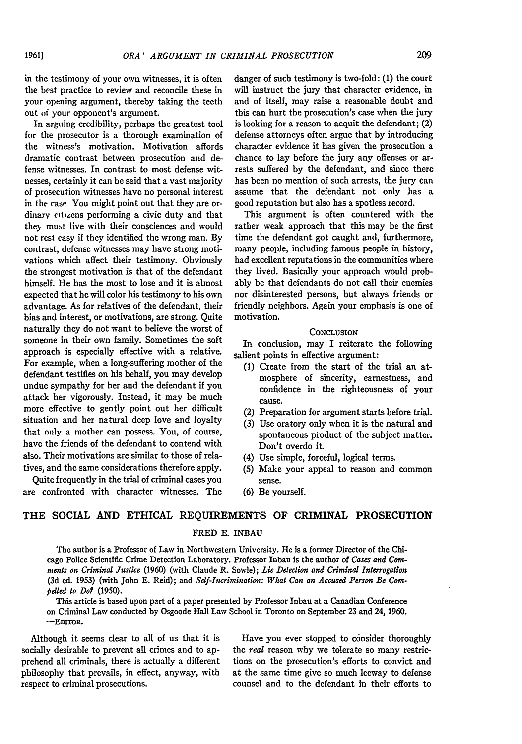in the testimony of your own witnesses, it is often the best practice to review and reconcile these in your opening argument, thereby taking the teeth out of your opponent's argument.

In arguing credibility, perhaps the greatest tool for the prosecutor is a thorough examination of the witness's motivation. Motivation affords dramatic contrast between prosecution and defense witnesses. In contrast to most defense witnesses, certainly it can be said that a vast majority of prosecution witnesses have no personal interest in the case. You might point out that they are ordinary citizens performing a civic duty and that they must live with their consciences and would not rest easy if they identified the wrong man. By contrast, defense witnesses may have strong motivations which affect their testimony. Obviously the strongest motivation is that of the defendant himself. He has the most to lose and it is almost expected that he will color his testimony to his own advantage. As for relatives of the defendant, their bias and interest, or motivations, are strong. Quite naturally they do not want to believe the worst of someone in their own family. Sometimes the soft approach is especially effective with a relative. For example, when a long-suffering mother of the defendant testifies on his behalf, you may develop undue sympathy for her and the defendant if you attack her vigorously. Instead, it may be much more effective to gently point out her difficult situation and her natural deep love and loyalty that only a mother can possess. You, of course, have the friends of the defendant to contend with also. Their motivations are similar to those of relatives, and the same considerations therefore apply.

Quite frequently in the trial of criminal cases you are confronted with character witnesses. The danger of such testimony is two-fold: (1) the court will instruct the jury that character evidence, in and of itself, may raise a reasonable doubt and this can hurt the prosecution's case when the jury is looking for a reason to acquit the defendant; (2) defense attorneys often argue that by introducing character evidence it has given the prosecution a chance to lay before the jury any offenses or arrests suffered by the defendant, and since there has been no mention of such arrests, the jury can assume that the defendant not only has a good reputation but also has a spotless record.

This argument is often countered with the rather weak approach that this may be the first time the defendant got caught and, furthermore, many people, including famous people in history, had excellent reputations in the communities where they lived. Basically your approach would probably be that defendants do not call their enemies nor disinterested persons, but always friends or friendly neighbors. Again your emphasis is one of motivation.

## Conclusion

In conclusion, may I reiterate the following salient points in effective argument:

1. Create from the start of the trial an atmosphere of sincerity, earnestness, and confidence in the righteousness of your cause.
2. Preparation for argument starts before trial.
3. Use oratory only when it is the natural and spontaneous product of the subject matter. Don't overdo it.
4. Use simple, forceful, logical terms.
5. Make your appeal to reason and common sense.
6. Be yourself.

# THE SOCIAL AND ETHICAL REQUIREMENTS OF CRIMINAL PROSECUTION

FRED E. INBAU

The author is a Professor of Law in Northwestern University. He is a former Director of the Chicago Police Scientific Crime Detection Laboratory. Professor Inbau is the author of *Cases and Comments on Criminal Justice* (1960) (with Claude R. Sowle); *Lie Detection and Criminal Interrogation* (3d ed. 1953) (with John E. Reid); and *Self-Incrimination: What Can an Accused Person Be Compelled to Do?* (1950).

This article is based upon part of a paper presented by Professor Inbau at a Canadian Conference on Criminal Law conducted by Osgoode Hall Law School in Toronto on September 23 and 24, 1960. —EDITOR.

Although it seems clear to all of us that it is socially desirable to prevent all crimes and to apprehend all criminals, there is actually a different philosophy that prevails, in effect, anyway, with respect to criminal prosecutions.

Have you ever stopped to consider thoroughly the *real* reason why we tolerate so many restrictions on the prosecution's efforts to convict and at the same time give so much leeway to defense counsel and to the defendant in their efforts to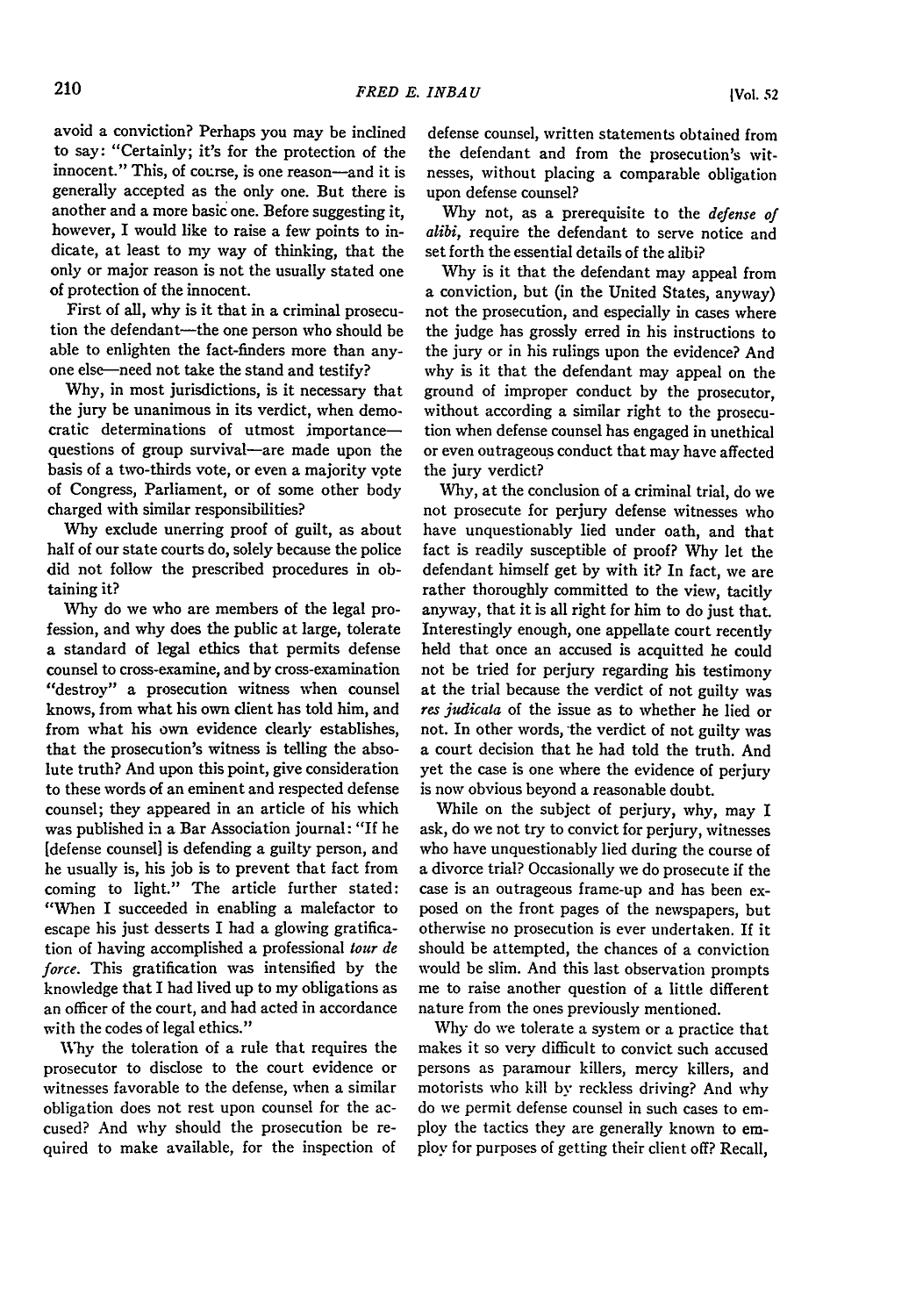avoid a conviction? Perhaps you may be inclined to say: "Certainly; it's for the protection of the innocent." This, of course, is one reason—and it is generally accepted as the only one. But there is another and a more basic one. Before suggesting it, however, I would like to raise a few points to indicate, at least to my way of thinking, that the only or major reason is not the usually stated one of protection of the innocent.

First of all, why is it that in a criminal prosecution the defendant—the one person who should be able to enlighten the fact-finders more than anyone else—need not take the stand and testify?

Why, in most jurisdictions, is it necessary that the jury be unanimous in its verdict, when democratic determinations of utmost importance—questions of group survival—are made upon the basis of a two-thirds vote, or even a majority vote of Congress, Parliament, or of some other body charged with similar responsibilities?

Why exclude unerring proof of guilt, as about half of our state courts do, solely because the police did not follow the prescribed procedures in obtaining it?

Why do we who are members of the legal profession, and why does the public at large, tolerate a standard of legal ethics that permits defense counsel to cross-examine, and by cross-examination "destroy" a prosecution witness when counsel knows, from what his own client has told him, and from what his own evidence clearly establishes, that the prosecution's witness is telling the absolute truth? And upon this point, give consideration to these words of an eminent and respected defense counsel; they appeared in an article of his which was published in a Bar Association journal: "If he [defense counsel] is defending a guilty person, and he usually is, his job is to prevent that fact from coming to light." The article further stated: "When I succeeded in enabling a malefactor to escape his just desserts I had a glowing gratification of having accomplished a professional *tour de force*. This gratification was intensified by the knowledge that I had lived up to my obligations as an officer of the court, and had acted in accordance with the codes of legal ethics."

Why the toleration of a rule that requires the prosecutor to disclose to the court evidence or witnesses favorable to the defense, when a similar obligation does not rest upon counsel for the accused? And why should the prosecution be required to make available, for the inspection of defense counsel, written statements obtained from the defendant and from the prosecution's witnesses, without placing a comparable obligation upon defense counsel?

Why not, as a prerequisite to the *defense of alibi*, require the defendant to serve notice and set forth the essential details of the alibi?

Why is it that the defendant may appeal from a conviction, but (in the United States, anyway) not the prosecution, and especially in cases where the judge has grossly erred in his instructions to the jury or in his rulings upon the evidence? And why is it that the defendant may appeal on the ground of improper conduct by the prosecutor, without according a similar right to the prosecution when defense counsel has engaged in unethical or even outrageous conduct that may have affected the jury verdict?

Why, at the conclusion of a criminal trial, do we not prosecute for perjury defense witnesses who have unquestionably lied under oath, and that fact is readily susceptible of proof? Why let the defendant himself get by with it? In fact, we are rather thoroughly committed to the view, tacitly anyway, that it is all right for him to do just that. Interestingly enough, one appellate court recently held that once an accused is acquitted he could not be tried for perjury regarding his testimony at the trial because the verdict of not guilty was *res judicata* of the issue as to whether he lied or not. In other words, the verdict of not guilty was a court decision that he had told the truth. And yet the case is one where the evidence of perjury is now obvious beyond a reasonable doubt.

While on the subject of perjury, why, may I ask, do we not try to convict for perjury, witnesses who have unquestionably lied during the course of a divorce trial? Occasionally we do prosecute if the case is an outrageous frame-up and has been exposed on the front pages of the newspapers, but otherwise no prosecution is ever undertaken. If it should be attempted, the chances of a conviction would be slim. And this last observation prompts me to raise another question of a little different nature from the ones previously mentioned.

Why do we tolerate a system or a practice that makes it so very difficult to convict such accused persons as paramour killers, mercy killers, and motorists who kill by reckless driving? And why do we permit defense counsel in such cases to employ the tactics they are generally known to employ for purposes of getting their client off? Recall,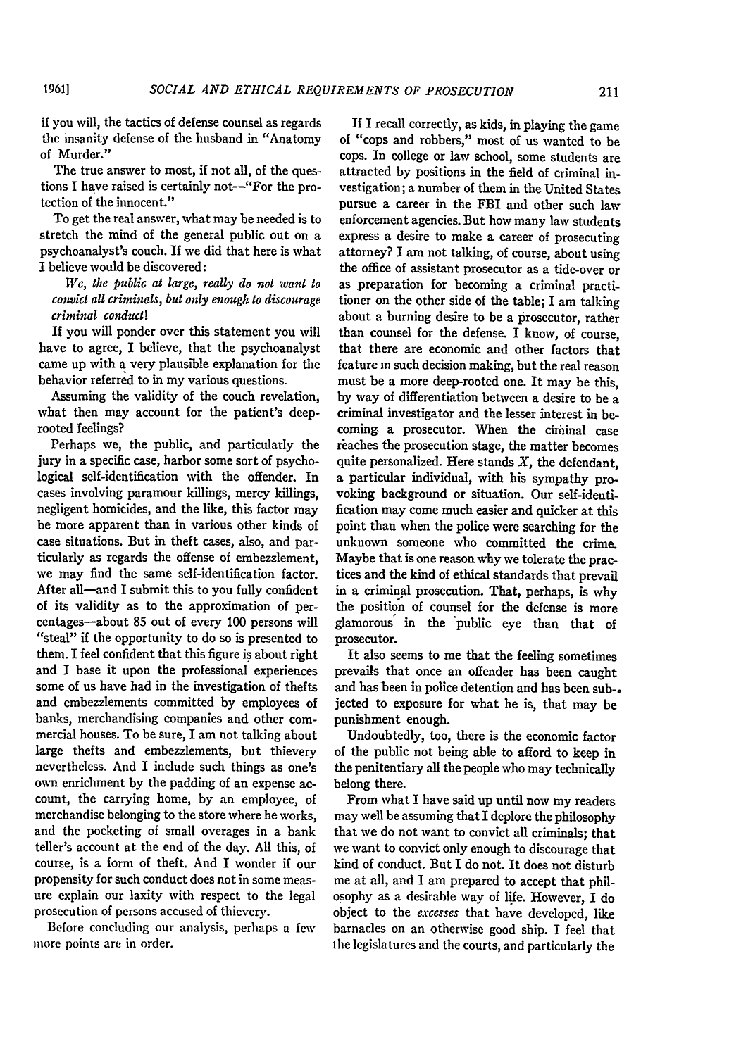if you will, the tactics of defense counsel as regards the insanity defense of the husband in "Anatomy of Murder."

The true answer to most, if not all, of the questions I have raised is certainly not—"For the protection of the innocent."

To get the real answer, what may be needed is to stretch the mind of the general public out on a psychoanalyst's couch. If we did that here is what I believe would be discovered:

*We, the public at large, really do not want to convict all criminals, but only enough to discourage criminal conduct!*

If you will ponder over this statement you will have to agree, I believe, that the psychoanalyst came up with a very plausible explanation for the behavior referred to in my various questions.

Assuming the validity of the couch revelation, what then may account for the patient's deep-rooted feelings?

Perhaps we, the public, and particularly the jury in a specific case, harbor some sort of psychological self-identification with the offender. In cases involving paramour killings, mercy killings, negligent homicides, and the like, this factor may be more apparent than in various other kinds of case situations. But in theft cases, also, and particularly as regards the offense of embezzlement, we may find the same self-identification factor. After all—and I submit this to you fully confident of its validity as to the approximation of percentages—about 85 out of every 100 persons will "steal" if the opportunity to do so is presented to them. I feel confident that this figure is about right and I base it upon the professional experiences some of us have had in the investigation of thefts and embezzlements committed by employees of banks, merchandising companies and other commercial houses. To be sure, I am not talking about large thefts and embezzlements, but thievery nevertheless. And I include such things as one's own enrichment by the padding of an expense account, the carrying home, by an employee, of merchandise belonging to the store where he works, and the pocketing of small overages in a bank teller's account at the end of the day. All this, of course, is a form of theft. And I wonder if our propensity for such conduct does not in some measure explain our laxity with respect to the legal prosecution of persons accused of thievery.

Before concluding our analysis, perhaps a few more points are in order.

If I recall correctly, as kids, in playing the game of "cops and robbers," most of us wanted to be cops. In college or law school, some students are attracted by positions in the field of criminal investigation; a number of them in the United States pursue a career in the FBI and other such law enforcement agencies. But how many law students express a desire to make a career of prosecuting attorney? I am not talking, of course, about using the office of assistant prosecutor as a tide-over or as preparation for becoming a criminal practitioner on the other side of the table; I am talking about a burning desire to be a prosecutor, rather than counsel for the defense. I know, of course, that there are economic and other factors that feature in such decision making, but the real reason must be a more deep-rooted one. It may be this, by way of differentiation between a desire to be a criminal investigator and the lesser interest in becoming a prosecutor. When the criminal case reaches the prosecution stage, the matter becomes quite personalized. Here stands *X*, the defendant, a particular individual, with his sympathy provoking background or situation. Our self-identification may come much easier and quicker at this point than when the police were searching for the unknown someone who committed the crime. Maybe that is one reason why we tolerate the practices and the kind of ethical standards that prevail in a criminal prosecution. That, perhaps, is why the position of counsel for the defense is more glamorous in the public eye than that of prosecutor.

It also seems to me that the feeling sometimes prevails that once an offender has been caught and has been in police detention and has been subjected to exposure for what he is, that may be punishment enough.

Undoubtedly, too, there is the economic factor of the public not being able to afford to keep in the penitentiary all the people who may technically belong there.

From what I have said up until now my readers may well be assuming that I deplore the philosophy that we do not want to convict all criminals; that we want to convict only enough to discourage that kind of conduct. But I do not. It does not disturb me at all, and I am prepared to accept that philosophy as a desirable way of life. However, I do object to the *excesses* that have developed, like barnacles on an otherwise good ship. I feel that the legislatures and the courts, and particularly the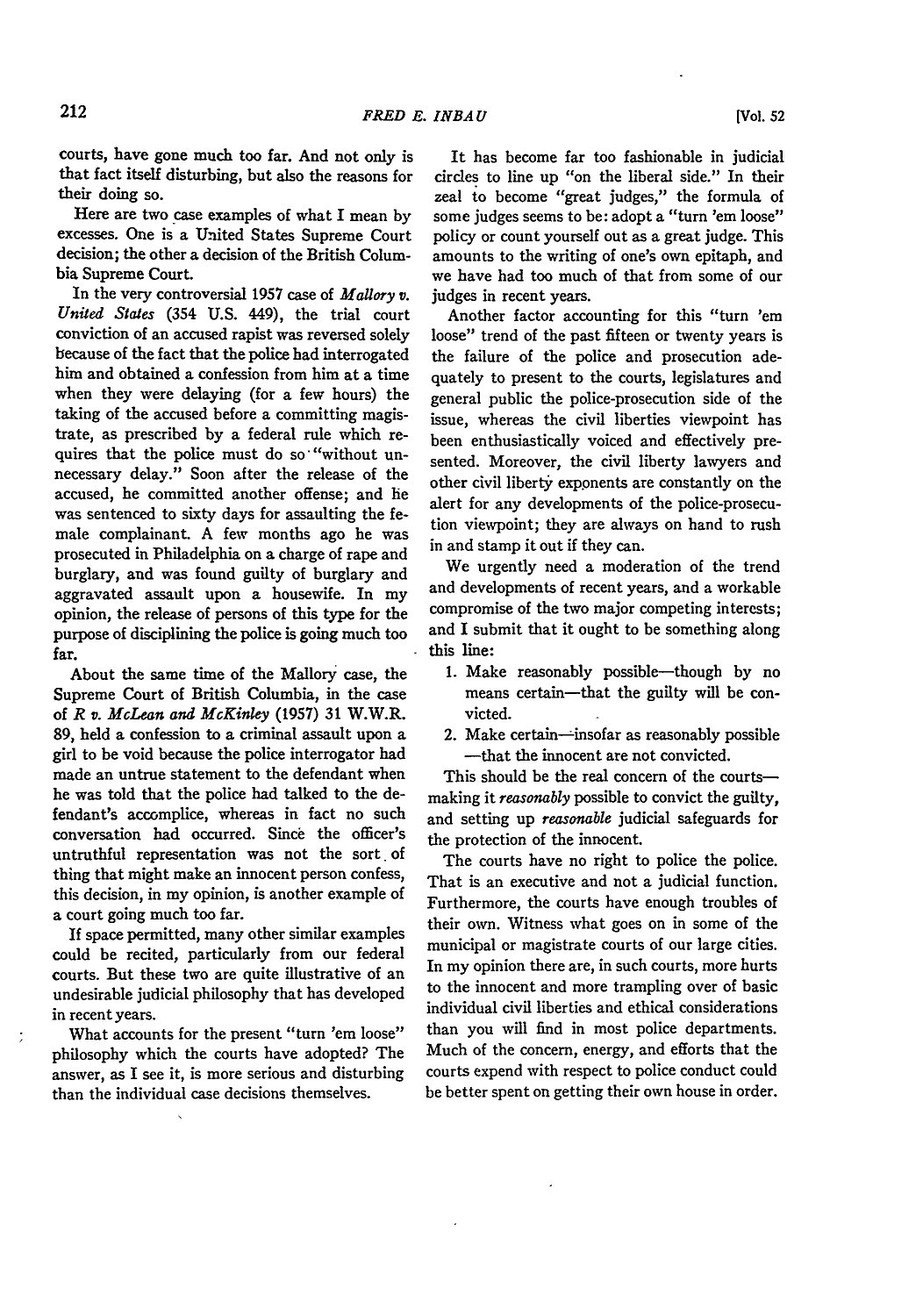courts, have gone much too far. And not only is that fact itself disturbing, but also the reasons for their doing so.

Here are two case examples of what I mean by excesses. One is a United States Supreme Court decision; the other a decision of the British Columbia Supreme Court.

In the very controversial 1957 case of *Mallory v. United States* (354 U.S. 449), the trial court conviction of an accused rapist was reversed solely because of the fact that the police had interrogated him and obtained a confession from him at a time when they were delaying (for a few hours) the taking of the accused before a committing magistrate, as prescribed by a federal rule which requires that the police must do so "without unnecessary delay." Soon after the release of the accused, he committed another offense; and he was sentenced to sixty days for assaulting the female complainant. A few months ago he was prosecuted in Philadelphia on a charge of rape and burglary, and was found guilty of burglary and aggravated assault upon a housewife. In my opinion, the release of persons of this type for the purpose of disciplining the police is going much too far.

About the same time of the Mallory case, the Supreme Court of British Columbia, in the case of *R v. McLean and McKinley* (1957) 31 W.W.R. 89, held a confession to a criminal assault upon a girl to be void because the police interrogator had made an untrue statement to the defendant when he was told that the police had talked to the defendant's accomplice, whereas in fact no such conversation had occurred. Since the officer's untruthful representation was not the sort of thing that might make an innocent person confess, this decision, in my opinion, is another example of a court going much too far.

If space permitted, many other similar examples could be recited, particularly from our federal courts. But these two are quite illustrative of an undesirable judicial philosophy that has developed in recent years.

What accounts for the present "turn 'em loose" philosophy which the courts have adopted? The answer, as I see it, is more serious and disturbing than the individual case decisions themselves.

It has become far too fashionable in judicial circles to line up "on the liberal side." In their zeal to become "great judges," the formula of some judges seems to be: adopt a "turn 'em loose" policy or count yourself out as a great judge. This amounts to the writing of one's own epitaph, and we have had too much of that from some of our judges in recent years.

Another factor accounting for this "turn 'em loose" trend of the past fifteen or twenty years is the failure of the police and prosecution adequately to present to the courts, legislatures and general public the police-prosecution side of the issue, whereas the civil liberties viewpoint has been enthusiastically voiced and effectively presented. Moreover, the civil liberty lawyers and other civil liberty exponents are constantly on the alert for any developments of the police-prosecution viewpoint; they are always on hand to rush in and stamp it out if they can.

We urgently need a moderation of the trend and developments of recent years, and a workable compromise of the two major competing interests; and I submit that it ought to be something along this line:

1. Make reasonably possible—though by no means certain—that the guilty will be convicted.
2. Make certain—insofar as reasonably possible—that the innocent are not convicted.

This should be the real concern of the courts—making it *reasonably* possible to convict the guilty, and setting up *reasonable* judicial safeguards for the protection of the innocent.

The courts have no right to police the police. That is an executive and not a judicial function. Furthermore, the courts have enough troubles of their own. Witness what goes on in some of the municipal or magistrate courts of our large cities. In my opinion there are, in such courts, more hurts to the innocent and more trampling over of basic individual civil liberties and ethical considerations than you will find in most police departments. Much of the concern, energy, and efforts that the courts expend with respect to police conduct could be better spent on getting their own house in order.